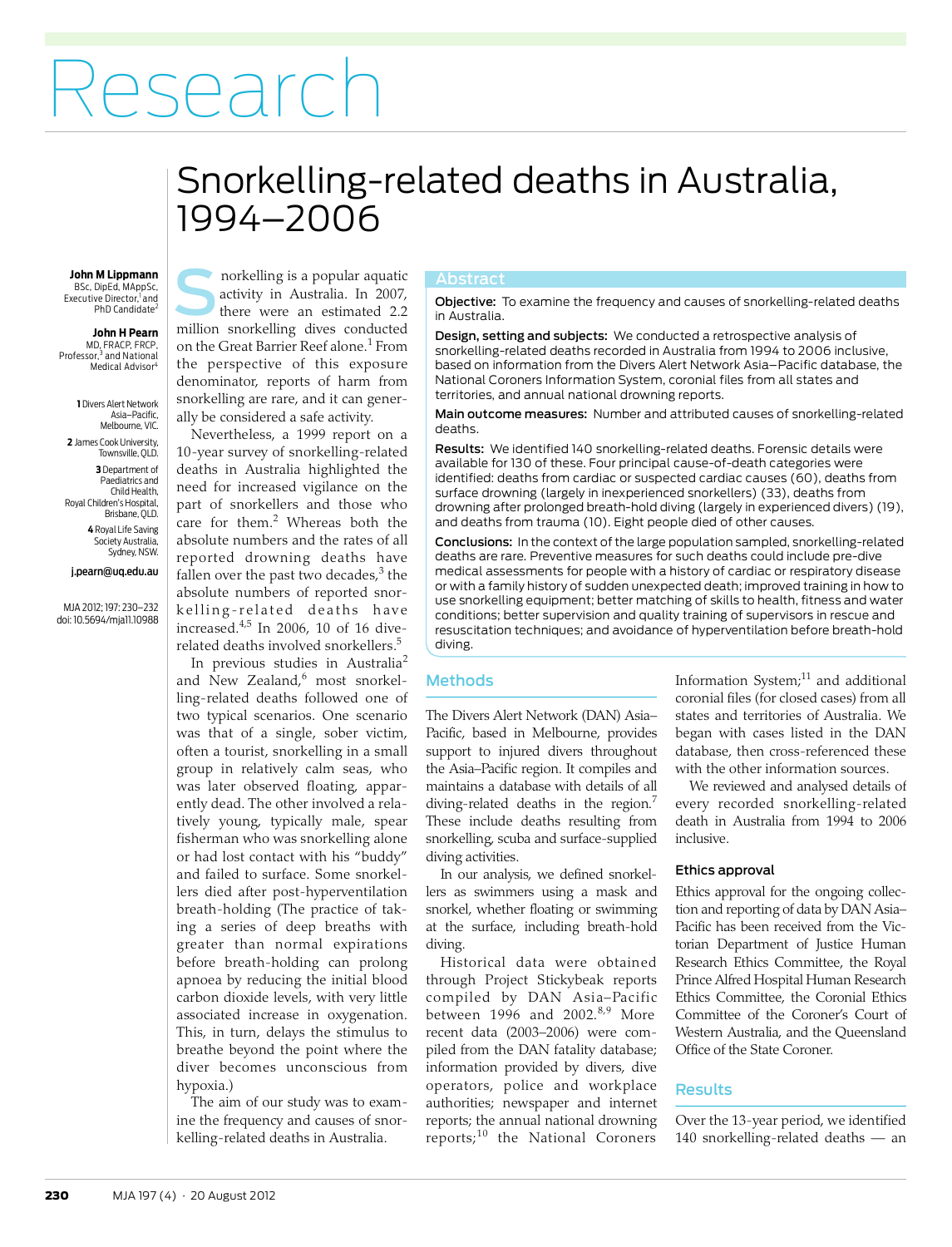# Research

# Snorkelling-related deaths in Australia, 1994–2006

**John M Lippmann**
BSc, DipEd, MAppSc, Executive Director,[1] and PhD Candidate[2]

**John H Pearn**
MD, FRACP, FRCP, Professor,[3] and National Medical Advisor[4]

1 Divers Alert Network Asia–Pacific, Melbourne, VIC.

2 James Cook University, Townsville, QLD.

3 Department of Paediatrics and Child Health, Royal Children's Hospital, Brisbane, QLD.

4 Royal Life Saving Society Australia, Sydney, NSW.

j.pearn@uq.edu.au

MJA 2012; 197: 230–232
doi: 10.5694/mja11.10988

## Abstract

**Objective:** To examine the frequency and causes of snorkelling-related deaths in Australia.

**Design, setting and subjects:** We conducted a retrospective analysis of snorkelling-related deaths recorded in Australia from 1994 to 2006 inclusive, based on information from the Divers Alert Network Asia–Pacific database, the National Coroners Information System, coronial files from all states and territories, and annual national drowning reports.

**Main outcome measures:** Number and attributed causes of snorkelling-related deaths.

**Results:** We identified 140 snorkelling-related deaths. Forensic details were available for 130 of these. Four principal cause-of-death categories were identified: deaths from cardiac or suspected cardiac causes (60), deaths from surface drowning (largely in inexperienced snorkellers) (33), deaths from drowning after prolonged breath-hold diving (largely in experienced divers) (19), and deaths from trauma (10). Eight people died of other causes.

**Conclusions:** In the context of the large population sampled, snorkelling-related deaths are rare. Preventive measures for such deaths could include pre-dive medical assessments for people with a history of cardiac or respiratory disease or with a family history of sudden unexpected death; improved training in how to use snorkelling equipment; better matching of skills to health, fitness and water conditions; better supervision and quality training of supervisors in rescue and resuscitation techniques; and avoidance of hyperventilation before breath-hold diving.

Snorkelling is a popular aquatic activity in Australia. In 2007, there were an estimated 2.2 million snorkelling dives conducted on the Great Barrier Reef alone.[1] From the perspective of this exposure denominator, reports of harm from snorkelling are rare, and it can generally be considered a safe activity.

Nevertheless, a 1999 report on a 10-year survey of snorkelling-related deaths in Australia highlighted the need for increased vigilance on the part of snorkellers and those who care for them.[2] Whereas both the absolute numbers and the rates of all reported drowning deaths have fallen over the past two decades,[3] the absolute numbers of reported snorkelling-related deaths have increased.[4,5] In 2006, 10 of 16 dive-related deaths involved snorkellers.[5]

In previous studies in Australia[2] and New Zealand,[6] most snorkelling-related deaths followed one of two typical scenarios. One scenario was that of a single, sober victim, often a tourist, snorkelling in a small group in relatively calm seas, who was later observed floating, apparently dead. The other involved a relatively young, typically male, spear fisherman who was snorkelling alone or had lost contact with his "buddy" and failed to surface. Some snorkellers died after post-hyperventilation breath-holding (The practice of taking a series of deep breaths with greater than normal expirations before breath-holding can prolong apnoea by reducing the initial blood carbon dioxide levels, with very little associated increase in oxygenation. This, in turn, delays the stimulus to breathe beyond the point where the diver becomes unconscious from hypoxia.)

The aim of our study was to examine the frequency and causes of snorkelling-related deaths in Australia.

## Methods

The Divers Alert Network (DAN) Asia–Pacific, based in Melbourne, provides support to injured divers throughout the Asia–Pacific region. It compiles and maintains a database with details of all diving-related deaths in the region.[7] These include deaths resulting from snorkelling, scuba and surface-supplied diving activities.

In our analysis, we defined snorkellers as swimmers using a mask and snorkel, whether floating or swimming at the surface, including breath-hold diving.

Historical data were obtained through Project Stickybeak reports compiled by DAN Asia–Pacific between 1996 and 2002.[8,9] More recent data (2003–2006) were compiled from the DAN fatality database; information provided by divers, dive operators, police and workplace authorities; newspaper and internet reports; the annual national drowning reports;[10] the National Coroners Information System;[11] and additional coronial files (for closed cases) from all states and territories of Australia. We began with cases listed in the DAN database, then cross-referenced these with the other information sources.

We reviewed and analysed details of every recorded snorkelling-related death in Australia from 1994 to 2006 inclusive.

### Ethics approval

Ethics approval for the ongoing collection and reporting of data by DAN Asia–Pacific has been received from the Victorian Department of Justice Human Research Ethics Committee, the Royal Prince Alfred Hospital Human Research Ethics Committee, the Coronial Ethics Committee of the Coroner's Court of Western Australia, and the Queensland Office of the State Coroner.

## Results

Over the 13-year period, we identified 140 snorkelling-related deaths — an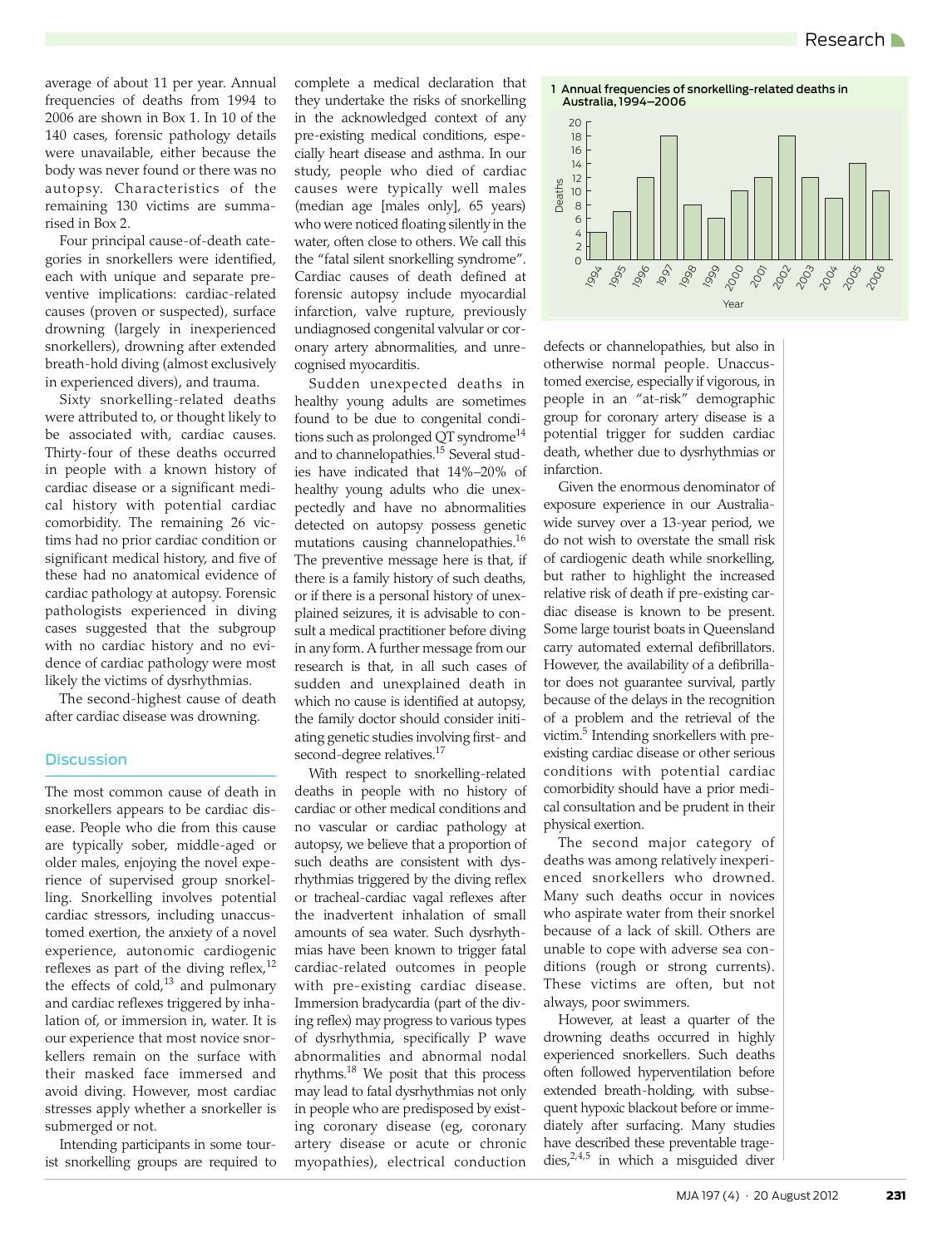average of about 11 per year. Annual frequencies of deaths from 1994 to 2006 are shown in Box 1. In 10 of the 140 cases, forensic pathology details were unavailable, either because the body was never found or there was no autopsy. Characteristics of the remaining 130 victims are summarised in Box 2.

Four principal cause-of-death categories in snorkellers were identified, each with unique and separate preventive implications: cardiac-related causes (proven or suspected), surface drowning (largely in inexperienced snorkellers), drowning after extended breath-hold diving (almost exclusively in experienced divers), and trauma.

Sixty snorkelling-related deaths were attributed to, or thought likely to be associated with, cardiac causes. Thirty-four of these deaths occurred in people with a known history of cardiac disease or a significant medical history with potential cardiac comorbidity. The remaining 26 victims had no prior cardiac condition or significant medical history, and five of these had no anatomical evidence of cardiac pathology at autopsy. Forensic pathologists experienced in diving cases suggested that the subgroup with no cardiac history and no evidence of cardiac pathology were most likely the victims of dysrhythmias.

The second-highest cause of death after cardiac disease was drowning.

## Discussion

The most common cause of death in snorkellers appears to be cardiac disease. People who die from this cause are typically sober, middle-aged or older males, enjoying the novel experience of supervised group snorkelling. Snorkelling involves potential cardiac stressors, including unaccustomed exertion, the anxiety of a novel experience, autonomic cardiogenic reflexes as part of the diving reflex,[12] the effects of cold,[13] and pulmonary and cardiac reflexes triggered by inhalation of, or immersion in, water. It is our experience that most novice snorkellers remain on the surface with their masked face immersed and avoid diving. However, most cardiac stresses apply whether a snorkeller is submerged or not.

Intending participants in some tourist snorkelling groups are required to complete a medical declaration that they undertake the risks of snorkelling in the acknowledged context of any pre-existing medical conditions, especially heart disease and asthma. In our study, people who died of cardiac causes were typically well males (median age [males only], 65 years) who were noticed floating silently in the water, often close to others. We call this the "fatal silent snorkelling syndrome". Cardiac causes of death defined at forensic autopsy include myocardial infarction, valve rupture, previously undiagnosed congenital valvular or coronary artery abnormalities, and unrecognised myocarditis.

Sudden unexpected deaths in healthy young adults are sometimes found to be due to congenital conditions such as prolonged QT syndrome[14] and to channelopathies.[15] Several studies have indicated that 14%–20% of healthy young adults who die unexpectedly and have no abnormalities detected on autopsy possess genetic mutations causing channelopathies.[16] The preventive message here is that, if there is a family history of such deaths, or if there is a personal history of unexplained seizures, it is advisable to consult a medical practitioner before diving in any form. A further message from our research is that, in all such cases of sudden and unexplained death in which no cause is identified at autopsy, the family doctor should consider initiating genetic studies involving first- and second-degree relatives.[17]

With respect to snorkelling-related deaths in people with no history of cardiac or other medical conditions and no vascular or cardiac pathology at autopsy, we believe that a proportion of such deaths are consistent with dysrhythmias triggered by the diving reflex or tracheal-cardiac vagal reflexes after the inadvertent inhalation of small amounts of sea water. Such dysrhythmias have been known to trigger fatal cardiac-related outcomes in people with pre-existing cardiac disease. Immersion bradycardia (part of the diving reflex) may progress to various types of dysrhythmia, specifically P wave abnormalities and abnormal nodal rhythms.[18] We posit that this process may lead to fatal dysrhythmias not only in people who are predisposed by existing coronary disease (eg, coronary artery disease or acute or chronic myopathies), electrical conduction defects or channelopathies, but also in otherwise normal people. Unaccustomed exercise, especially if vigorous, in people in an "at-risk" demographic group for coronary artery disease is a potential trigger for sudden cardiac death, whether due to dysrhythmias or infarction.

**1 Annual frequencies of snorkelling-related deaths in Australia, 1994–2006**

| Year | Deaths |
|---|---|
| 1994 | 4 |
| 1995 | 7 |
| 1996 | 12 |
| 1997 | 18 |
| 1998 | 8 |
| 1999 | 6 |
| 2000 | 10 |
| 2001 | 12 |
| 2002 | 18 |
| 2003 | 12 |
| 2004 | 9 |
| 2005 | 14 |
| 2006 | 10 |

Given the enormous denominator of exposure experience in our Australia-wide survey over a 13-year period, we do not wish to overstate the small risk of cardiogenic death while snorkelling, but rather to highlight the increased relative risk of death if pre-existing cardiac disease is known to be present. Some large tourist boats in Queensland carry automated external defibrillators. However, the availability of a defibrillator does not guarantee survival, partly because of the delays in the recognition of a problem and the retrieval of the victim.[5] Intending snorkellers with pre-existing cardiac disease or other serious conditions with potential cardiac comorbidity should have a prior medical consultation and be prudent in their physical exertion.

The second major category of deaths was among relatively inexperienced snorkellers who drowned. Many such deaths occur in novices who aspirate water from their snorkel because of a lack of skill. Others are unable to cope with adverse sea conditions (rough or strong currents). These victims are often, but not always, poor swimmers.

However, at least a quarter of the drowning deaths occurred in highly experienced snorkellers. Such deaths often followed hyperventilation before extended breath-holding, with subsequent hypoxic blackout before or immediately after surfacing. Many studies have described these preventable tragedies,[2,4,5] in which a misguided diver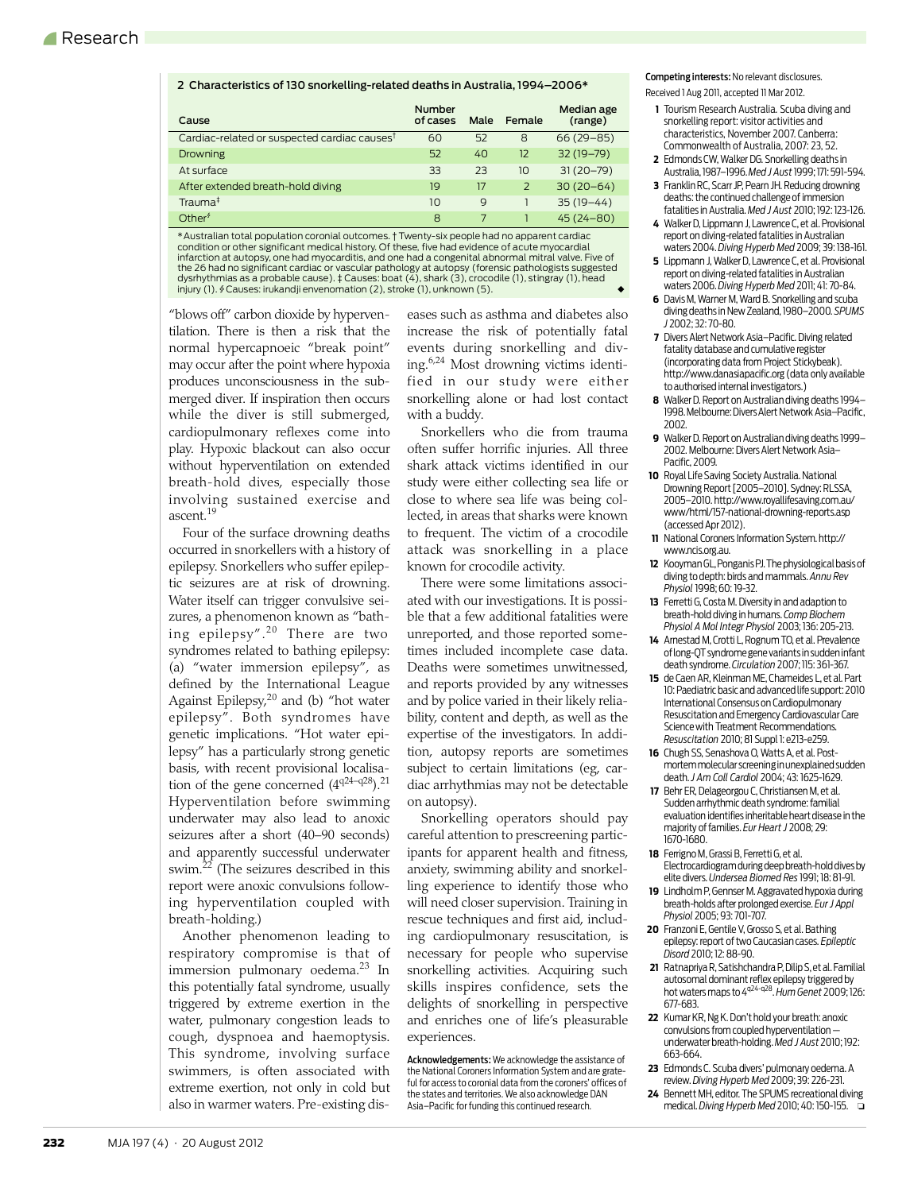**2 Characteristics of 130 snorkelling-related deaths in Australia, 1994–2006***

| Cause | Number of cases | Male | Female | Median age (range) |
|---|---|---|---|---|
| Cardiac-related or suspected cardiac causes† | 60 | 52 | 8 | 66 (29–85) |
| Drowning | 52 | 40 | 12 | 32 (19–79) |
| At surface | 33 | 23 | 10 | 31 (20–79) |
| After extended breath-hold diving | 19 | 17 | 2 | 30 (20–64) |
| Trauma‡ | 10 | 9 | 1 | 35 (19–44) |
| Other§ | 8 | 7 | 1 | 45 (24–80) |

* Australian total population coronial outcomes. † Twenty-six people had no apparent cardiac condition or other significant medical history. Of these, five had evidence of acute myocardial infarction at autopsy, one had myocarditis, and one had a congenital abnormal mitral valve. Five of the 26 had no significant cardiac or vascular pathology at autopsy (forensic pathologists suggested dysrhythmias as a probable cause). ‡ Causes: boat (4), shark (3), crocodile (1), stingray (1), head injury (1). § Causes: irukandji envenomation (2), stroke (1), unknown (5).

"blows off" carbon dioxide by hyperventilation. There is then a risk that the normal hypercapnoeic "break point" may occur after the point where hypoxia produces unconsciousness in the submerged diver. If inspiration then occurs while the diver is still submerged, cardiopulmonary reflexes come into play. Hypoxic blackout can also occur without hyperventilation on extended breath-hold dives, especially those involving sustained exercise and ascent.[19]

Four of the surface drowning deaths occurred in snorkellers with a history of epilepsy. Snorkellers who suffer epileptic seizures are at risk of drowning. Water itself can trigger convulsive seizures, a phenomenon known as "bathing epilepsy".[20] There are two syndromes related to bathing epilepsy: (a) "water immersion epilepsy", as defined by the International League Against Epilepsy,[20] and (b) "hot water epilepsy". Both syndromes have genetic implications. "Hot water epilepsy" has a particularly strong genetic basis, with recent provisional localisation of the gene concerned ($4^{q24-q28}$).[21] Hyperventilation before swimming underwater may also lead to anoxic seizures after a short (40–90 seconds) and apparently successful underwater swim.[22] (The seizures described in this report were anoxic convulsions following hyperventilation coupled with breath-holding.)

Another phenomenon leading to respiratory compromise is that of immersion pulmonary oedema.[23] In this potentially fatal syndrome, usually triggered by extreme exertion in the water, pulmonary congestion leads to cough, dyspnoea and haemoptysis. This syndrome, involving surface swimmers, is often associated with extreme exertion, not only in cold but also in warmer waters. Pre-existing diseases such as asthma and diabetes also increase the risk of potentially fatal events during snorkelling and diving.[6,24] Most drowning victims identified in our study were either snorkelling alone or had lost contact with a buddy.

Snorkellers who die from trauma often suffer horrific injuries. All three shark attack victims identified in our study were either collecting sea life or close to where sea life was being collected, in areas that sharks were known to frequent. The victim of a crocodile attack was snorkelling in a place known for crocodile activity.

There were some limitations associated with our investigations. It is possible that a few additional fatalities were unreported, and those reported sometimes included incomplete case data. Deaths were sometimes unwitnessed, and reports provided by any witnesses and by police varied in their likely reliability, content and depth, as well as the expertise of the investigators. In addition, autopsy reports are sometimes subject to certain limitations (eg, cardiac arrhythmias may not be detectable on autopsy).

Snorkelling operators should pay careful attention to prescreening participants for apparent health and fitness, anxiety, swimming ability and snorkelling experience to identify those who will need closer supervision. Training in rescue techniques and first aid, including cardiopulmonary resuscitation, is necessary for people who supervise snorkelling activities. Acquiring such skills inspires confidence, sets the delights of snorkelling in perspective and enriches one of life's pleasurable experiences.

**Acknowledgements:** We acknowledge the assistance of the National Coroners Information System and are grateful for access to coronial data from the coroners' offices of the states and territories. We also acknowledge DAN Asia–Pacific for funding this continued research.

**Competing interests:** No relevant disclosures.

Received 1 Aug 2011, accepted 11 Mar 2012.

1. Tourism Research Australia. Scuba diving and snorkelling report: visitor activities and characteristics, November 2007. Canberra: Commonwealth of Australia, 2007: 23, 52.
2. Edmonds CW, Walker DG. Snorkelling deaths in Australia, 1987–1996. *Med J Aust* 1999; 171: 591-594.
3. Franklin RC, Scarr JP, Pearn JH. Reducing drowning deaths: the continued challenge of immersion fatalities in Australia. *Med J Aust* 2010; 192: 123-126.
4. Walker D, Lippmann J, Lawrence C, et al. Provisional report on diving-related fatalities in Australian waters 2004. *Diving Hyperb Med* 2009; 39: 138-161.
5. Lippmann J, Walker D, Lawrence C, et al. Provisional report on diving-related fatalities in Australian waters 2006. *Diving Hyperb Med* 2011; 41: 70-84.
6. Davis M, Warner M, Ward B. Snorkelling and scuba diving deaths in New Zealand, 1980–2000. *SPUMS J* 2002; 32: 70-80.
7. Divers Alert Network Asia–Pacific. Diving related fatality database and cumulative register (incorporating data from Project Stickybeak). http://www.danasiapacific.org (data only available to authorised internal investigators.)
8. Walker D. Report on Australian diving deaths 1994–1998. Melbourne: Divers Alert Network Asia–Pacific, 2002.
9. Walker D. Report on Australian diving deaths 1999–2002. Melbourne: Divers Alert Network Asia–Pacific, 2009.
10. Royal Life Saving Society Australia. National Drowning Report [2005–2010]. Sydney: RLSSA, 2005–2010. http://www.royallifesaving.com.au/www/html/157-national-drowning-reports.asp (accessed Apr 2012).
11. National Coroners Information System. http://www.ncis.org.au.
12. Kooyman GL, Ponganis PJ. The physiological basis of diving to depth: birds and mammals. *Annu Rev Physiol* 1998; 60: 19-32.
13. Ferretti G, Costa M. Diversity in and adaption to breath-hold diving in humans. *Comp Biochem Physiol A Mol Integr Physiol* 2003; 136: 205-213.
14. Arnestad M, Crotti L, Rognum TO, et al. Prevalence of long-QT syndrome gene variants in sudden infant death syndrome. *Circulation* 2007; 115: 361-367.
15. de Caen AR, Kleinman ME, Chameides L, et al. Part 10: Paediatric basic and advanced life support: 2010 International Consensus on Cardiopulmonary Resuscitation and Emergency Cardiovascular Care Science with Treatment Recommendations. *Resuscitation* 2010; 81 Suppl 1: e213-e259.
16. Chugh SS, Senashova O, Watts A, et al. Postmortem molecular screening in unexplained sudden death. *J Am Coll Cardiol* 2004; 43: 1625-1629.
17. Behr ER, Delageorgou C, Christiansen M, et al. Sudden arrhythmic death syndrome: familial evaluation identifies inheritable heart disease in the majority of families. *Eur Heart J* 2008; 29: 1670-1680.
18. Ferrigno M, Grassi B, Ferretti G, et al. Electrocardiogram during deep breath-hold dives by elite divers. *Undersea Biomed Res* 1991; 18: 81-91.
19. Lindholm P, Gennser M. Aggravated hypoxia during breath-holds after prolonged exercise. *Eur J Appl Physiol* 2005; 93: 701-707.
20. Franzoni E, Gentile V, Grosso S, et al. Bathing epilepsy: report of two Caucasian cases. *Epileptic Disord* 2010; 12: 88-90.
21. Ratnapriya R, Satishchandra P, Dilip S, et al. Familial autosomal dominant reflex epilepsy triggered by hot waters maps to $4^{q24-q28}$. *Hum Genet* 2009; 126: 677-683.
22. Kumar KR, Ng K. Don't hold your breath: anoxic convulsions from coupled hyperventilation — underwater breath-holding. *Med J Aust* 2010; 192: 663-664.
23. Edmonds C. Scuba divers' pulmonary oedema. A review. *Diving Hyperb Med* 2009; 39: 226-231.
24. Bennett MH, editor. The SPUMS recreational diving medical. *Diving Hyperb Med* 2010; 40: 150-155.